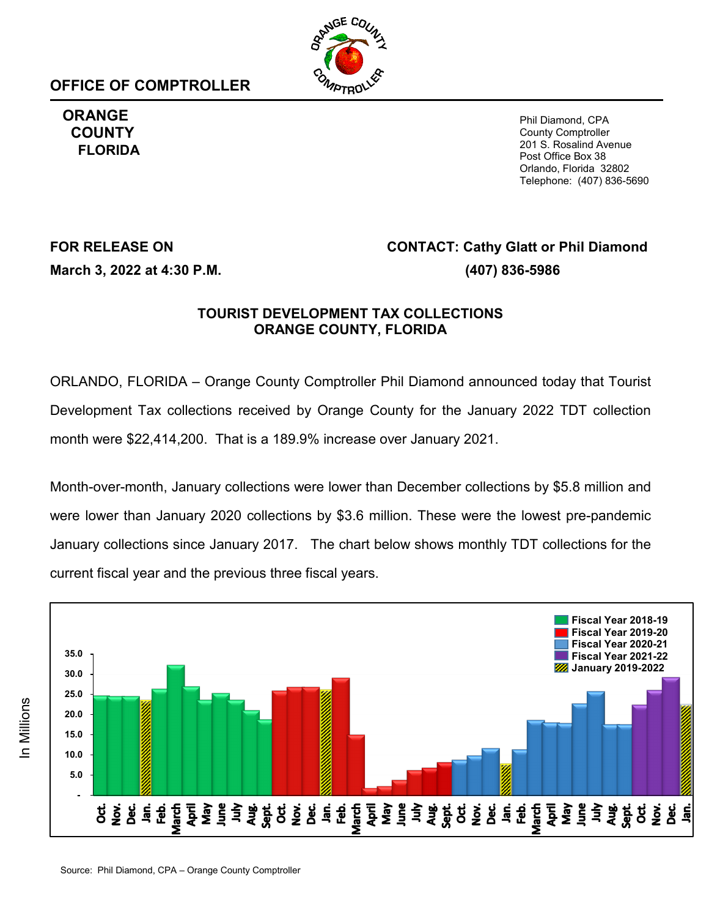**OFFICE OF COMPTROLLER**

**ORANGE COUNTY FLORIDA**

Phil Diamond, CPA
County Comptroller
201 S. Rosalind Avenue
Post Office Box 38
Orlando, Florida 32802
Telephone: (407) 836-5690

**FOR RELEASE ON**
**March 3, 2022 at 4:30 P.M.**

**CONTACT: Cathy Glatt or Phil Diamond**
**(407) 836-5986**

## TOURIST DEVELOPMENT TAX COLLECTIONS ORANGE COUNTY, FLORIDA

ORLANDO, FLORIDA – Orange County Comptroller Phil Diamond announced today that Tourist Development Tax collections received by Orange County for the January 2022 TDT collection month were $22,414,200. That is a 189.9% increase over January 2021.

Month-over-month, January collections were lower than December collections by $5.8 million and were lower than January 2020 collections by $3.6 million. These were the lowest pre-pandemic January collections since January 2017. The chart below shows monthly TDT collections for the current fiscal year and the previous three fiscal years.

Source: Phil Diamond, CPA – Orange County Comptroller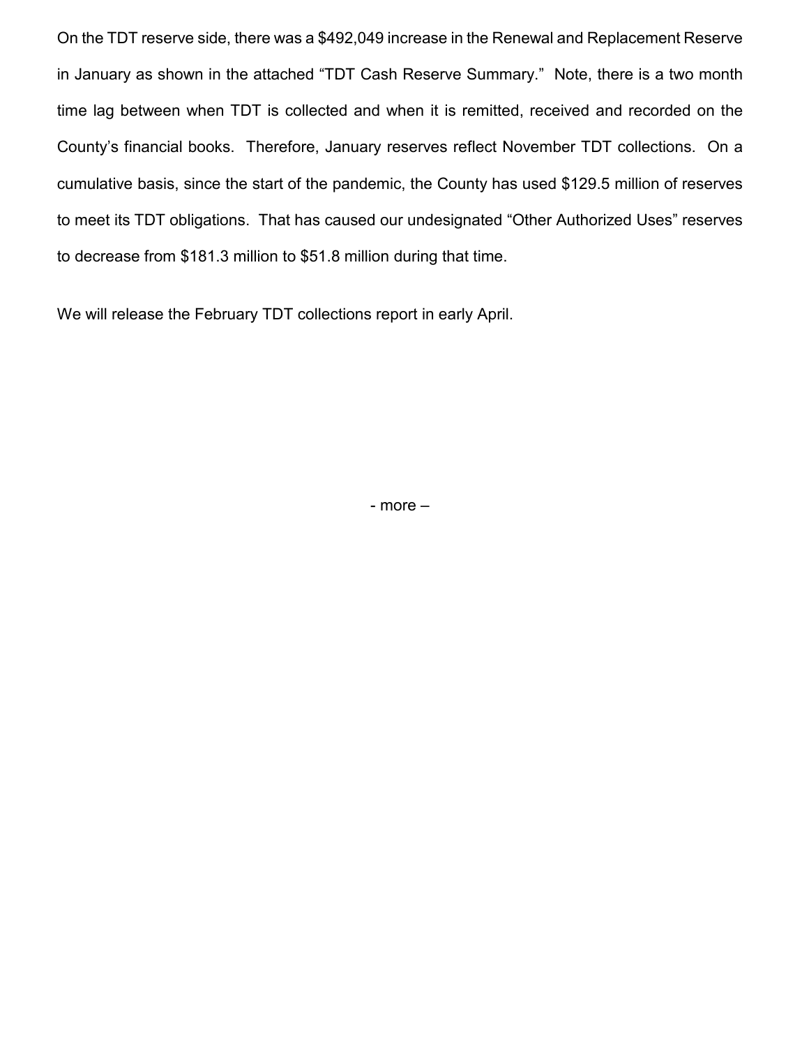On the TDT reserve side, there was a $492,049 increase in the Renewal and Replacement Reserve in January as shown in the attached "TDT Cash Reserve Summary." Note, there is a two month time lag between when TDT is collected and when it is remitted, received and recorded on the County's financial books. Therefore, January reserves reflect November TDT collections. On a cumulative basis, since the start of the pandemic, the County has used $129.5 million of reserves to meet its TDT obligations. That has caused our undesignated "Other Authorized Uses" reserves to decrease from $181.3 million to $51.8 million during that time.

We will release the February TDT collections report in early April.

- more –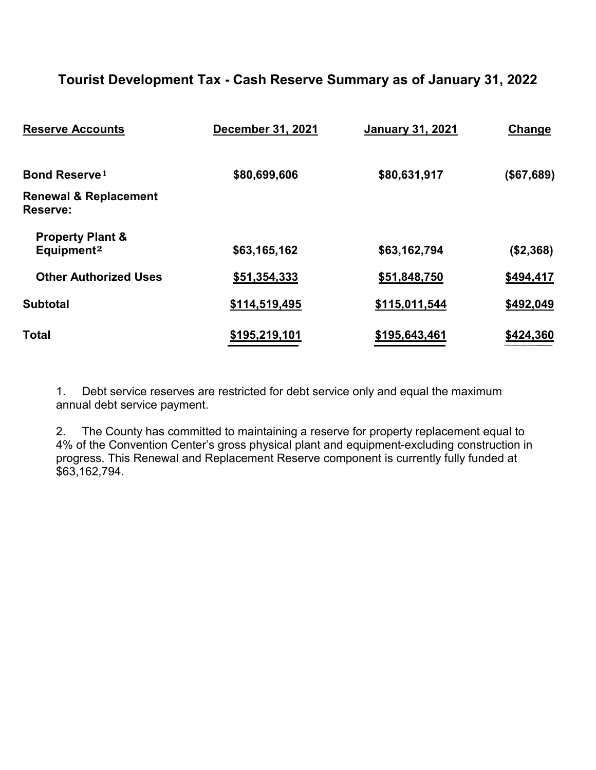## Tourist Development Tax - Cash Reserve Summary as of January 31, 2022

| Reserve Accounts | December 31, 2021 | January 31, 2021 | Change |
|---|---|---|---|
| **Bond Reserve**[1] | **$80,699,606** | **$80,631,917** | **($67,689)** |
| **Renewal & Replacement Reserve:** | | | |
| **Property Plant & Equipment**[2] | **$63,165,162** | **$63,162,794** | **($2,368)** |
| **Other Authorized Uses** | **$51,354,333** | **$51,848,750** | **$494,417** |
| **Subtotal** | **$114,519,495** | **$115,011,544** | **$492,049** |
| **Total** | **$195,219,101** | **$195,643,461** | **$424,360** |

1. Debt service reserves are restricted for debt service only and equal the maximum annual debt service payment.

2. The County has committed to maintaining a reserve for property replacement equal to 4% of the Convention Center's gross physical plant and equipment-excluding construction in progress. This Renewal and Replacement Reserve component is currently fully funded at $63,162,794.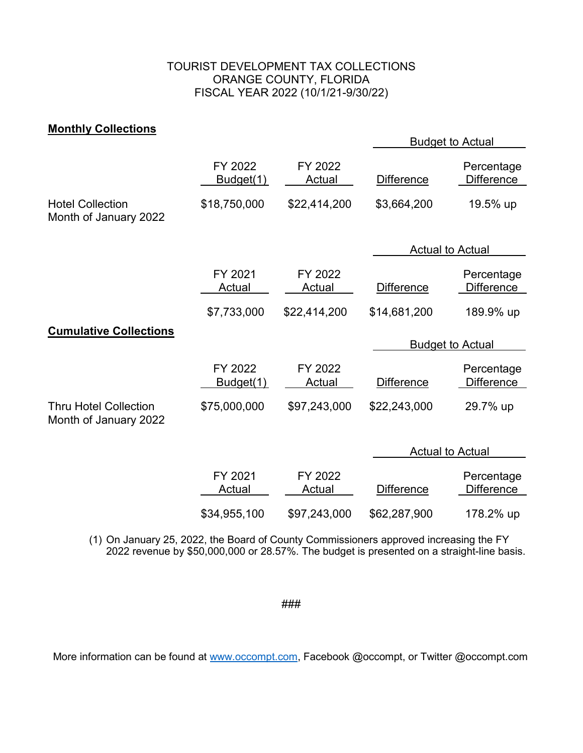TOURIST DEVELOPMENT TAX COLLECTIONS
ORANGE COUNTY, FLORIDA
FISCAL YEAR 2022 (10/1/21-9/30/22)

**Monthly Collections**

| | | | Budget to Actual | |
|---|---|---|---|---|
| | FY 2022 Budget(1) | FY 2022 Actual | Difference | Percentage Difference |
| Hotel Collection Month of January 2022 | $18,750,000 | $22,414,200 | $3,664,200 | 19.5% up |

| | | | Actual to Actual | |
|---|---|---|---|---|
| | FY 2021 Actual | FY 2022 Actual | Difference | Percentage Difference |
| | $7,733,000 | $22,414,200 | $14,681,200 | 189.9% up |

**Cumulative Collections**

| | | | Budget to Actual | |
|---|---|---|---|---|
| | FY 2022 Budget(1) | FY 2022 Actual | Difference | Percentage Difference |
| Thru Hotel Collection Month of January 2022 | $75,000,000 | $97,243,000 | $22,243,000 | 29.7% up |

| | | | Actual to Actual | |
|---|---|---|---|---|
| | FY 2021 Actual | FY 2022 Actual | Difference | Percentage Difference |
| | $34,955,100 | $97,243,000 | $62,287,900 | 178.2% up |

(1) On January 25, 2022, the Board of County Commissioners approved increasing the FY 2022 revenue by $50,000,000 or 28.57%. The budget is presented on a straight-line basis.

###

More information can be found at www.occompt.com, Facebook @occompt, or Twitter @occompt.com